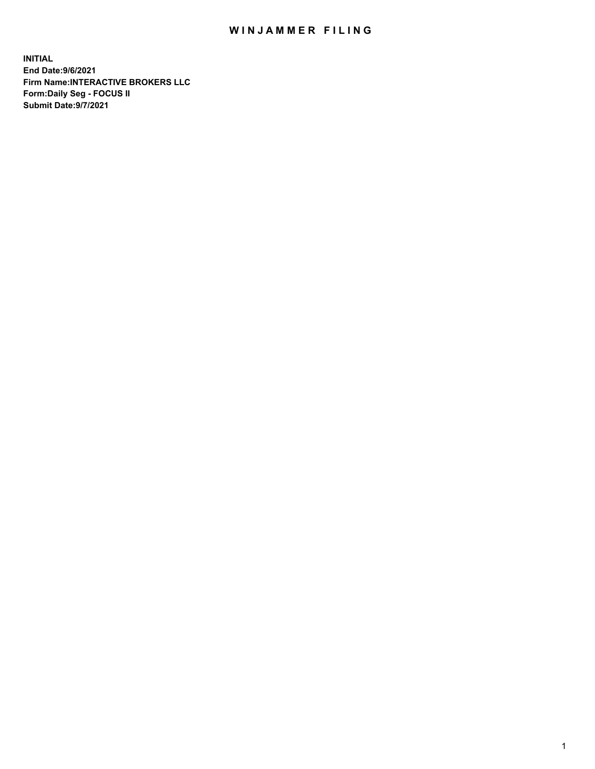# WINJAMMER FILING

**INITIAL**
**End Date:9/6/2021**
**Firm Name:INTERACTIVE BROKERS LLC**
**Form:Daily Seg - FOCUS II**
**Submit Date:9/7/2021**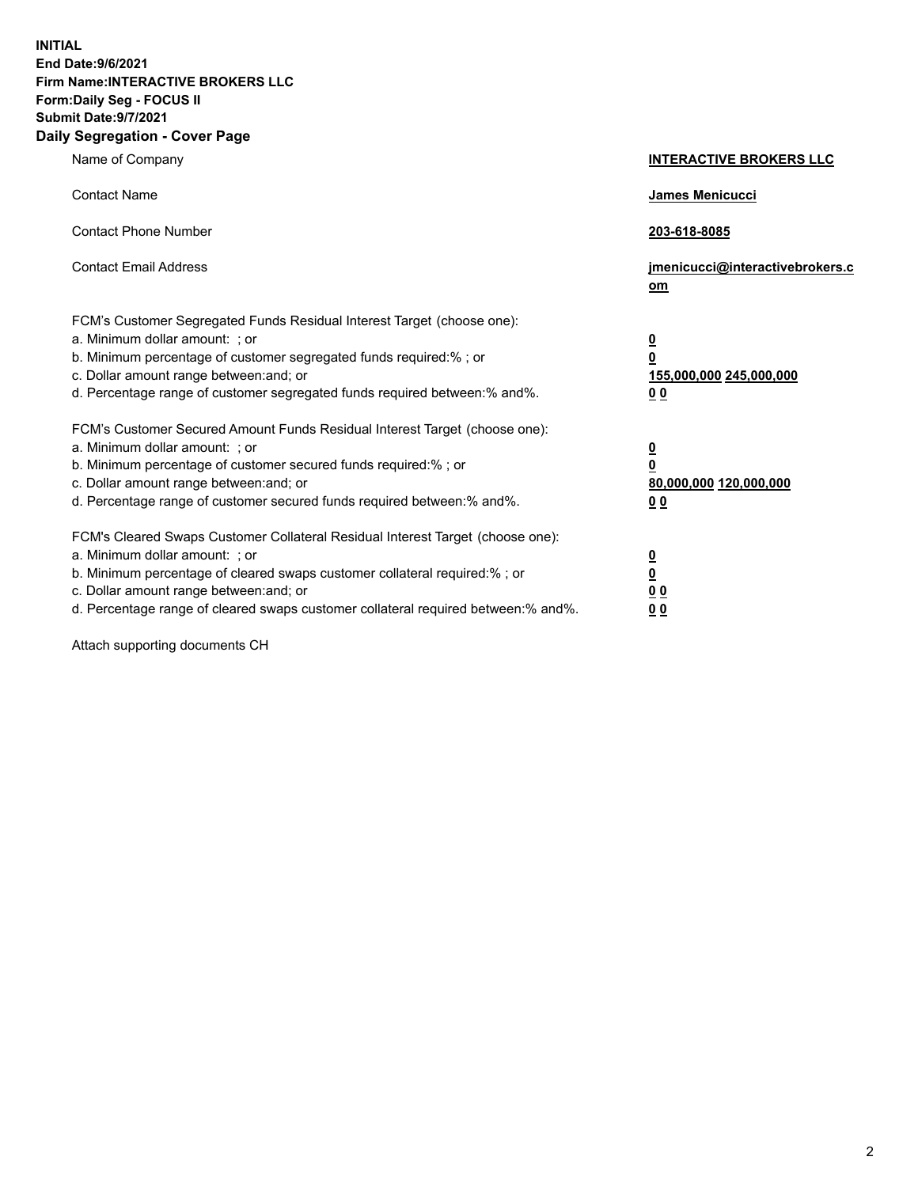**INITIAL**
**End Date:9/6/2021**
**Firm Name:INTERACTIVE BROKERS LLC**
**Form:Daily Seg - FOCUS II**
**Submit Date:9/7/2021**

## Daily Segregation - Cover Page

| | |
|---|---|
| Name of Company | **INTERACTIVE BROKERS LLC** |
| Contact Name | **James Menicucci** |
| Contact Phone Number | **203-618-8085** |
| Contact Email Address | **jmenicucci@interactivebrokers.com** |
| FCM's Customer Segregated Funds Residual Interest Target (choose one): | |
| a. Minimum dollar amount: ; or | **0** |
| b. Minimum percentage of customer segregated funds required:% ; or | **0** |
| c. Dollar amount range between:and; or | **155,000,000 245,000,000** |
| d. Percentage range of customer segregated funds required between:% and%. | **0 0** |
| FCM's Customer Secured Amount Funds Residual Interest Target (choose one): | |
| a. Minimum dollar amount: ; or | **0** |
| b. Minimum percentage of customer secured funds required:% ; or | **0** |
| c. Dollar amount range between:and; or | **80,000,000 120,000,000** |
| d. Percentage range of customer secured funds required between:% and%. | **0 0** |
| FCM's Cleared Swaps Customer Collateral Residual Interest Target (choose one): | |
| a. Minimum dollar amount: ; or | **0** |
| b. Minimum percentage of cleared swaps customer collateral required:% ; or | **0** |
| c. Dollar amount range between:and; or | **0 0** |
| d. Percentage range of cleared swaps customer collateral required between:% and%. | **0 0** |

Attach supporting documents CH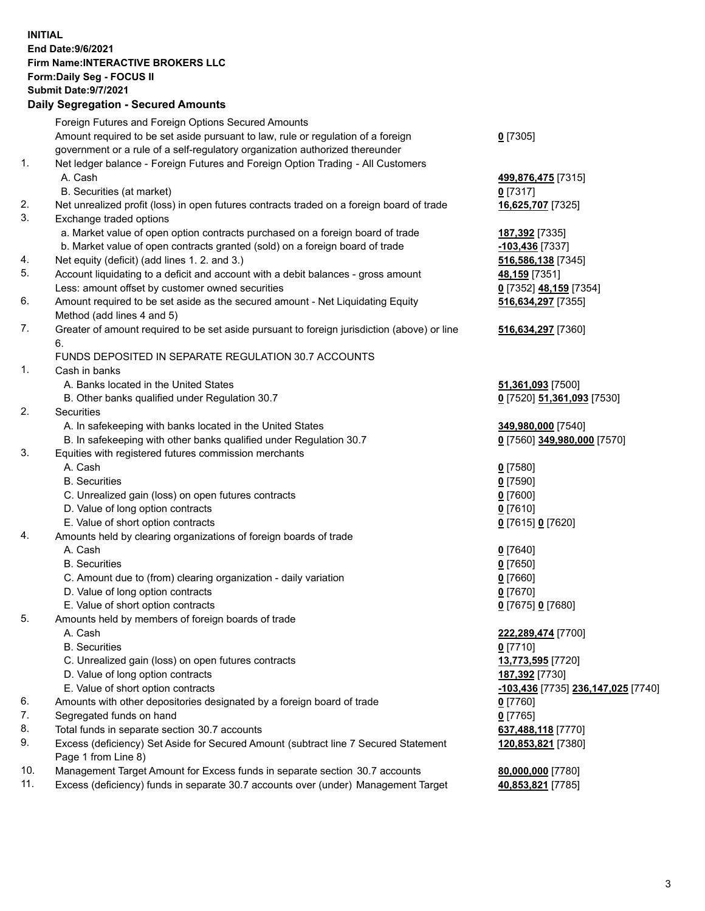**INITIAL**
**End Date:9/6/2021**
**Firm Name:INTERACTIVE BROKERS LLC**
**Form:Daily Seg - FOCUS II**
**Submit Date:9/7/2021**

## Daily Segregation - Secured Amounts

| | | |
|---|---|---|
| | Foreign Futures and Foreign Options Secured Amounts | |
| | Amount required to be set aside pursuant to law, rule or regulation of a foreign government or a rule of a self-regulatory organization authorized thereunder | **0** [7305] |
| 1. | Net ledger balance - Foreign Futures and Foreign Option Trading - All Customers | |
| | A. Cash | **499,876,475** [7315] |
| | B. Securities (at market) | **0** [7317] |
| 2. | Net unrealized profit (loss) in open futures contracts traded on a foreign board of trade | **16,625,707** [7325] |
| 3. | Exchange traded options | |
| | a. Market value of open option contracts purchased on a foreign board of trade | **187,392** [7335] |
| | b. Market value of open contracts granted (sold) on a foreign board of trade | **-103,436** [7337] |
| 4. | Net equity (deficit) (add lines 1. 2. and 3.) | **516,586,138** [7345] |
| 5. | Account liquidating to a deficit and account with a debit balances - gross amount | **48,159** [7351] |
| | Less: amount offset by customer owned securities | **0** [7352] **48,159** [7354] |
| 6. | Amount required to be set aside as the secured amount - Net Liquidating Equity Method (add lines 4 and 5) | **516,634,297** [7355] |
| 7. | Greater of amount required to be set aside pursuant to foreign jurisdiction (above) or line 6. | **516,634,297** [7360] |
| | FUNDS DEPOSITED IN SEPARATE REGULATION 30.7 ACCOUNTS | |
| 1. | Cash in banks | |
| | A. Banks located in the United States | **51,361,093** [7500] |
| | B. Other banks qualified under Regulation 30.7 | **0** [7520] **51,361,093** [7530] |
| 2. | Securities | |
| | A. In safekeeping with banks located in the United States | **349,980,000** [7540] |
| | B. In safekeeping with other banks qualified under Regulation 30.7 | **0** [7560] **349,980,000** [7570] |
| 3. | Equities with registered futures commission merchants | |
| | A. Cash | **0** [7580] |
| | B. Securities | **0** [7590] |
| | C. Unrealized gain (loss) on open futures contracts | **0** [7600] |
| | D. Value of long option contracts | **0** [7610] |
| | E. Value of short option contracts | **0** [7615] **0** [7620] |
| 4. | Amounts held by clearing organizations of foreign boards of trade | |
| | A. Cash | **0** [7640] |
| | B. Securities | **0** [7650] |
| | C. Amount due to (from) clearing organization - daily variation | **0** [7660] |
| | D. Value of long option contracts | **0** [7670] |
| | E. Value of short option contracts | **0** [7675] **0** [7680] |
| 5. | Amounts held by members of foreign boards of trade | |
| | A. Cash | **222,289,474** [7700] |
| | B. Securities | **0** [7710] |
| | C. Unrealized gain (loss) on open futures contracts | **13,773,595** [7720] |
| | D. Value of long option contracts | **187,392** [7730] |
| | E. Value of short option contracts | **-103,436** [7735] **236,147,025** [7740] |
| 6. | Amounts with other depositories designated by a foreign board of trade | **0** [7760] |
| 7. | Segregated funds on hand | **0** [7765] |
| 8. | Total funds in separate section 30.7 accounts | **637,488,118** [7770] |
| 9. | Excess (deficiency) Set Aside for Secured Amount (subtract line 7 Secured Statement Page 1 from Line 8) | **120,853,821** [7380] |
| 10. | Management Target Amount for Excess funds in separate section 30.7 accounts | **80,000,000** [7780] |
| 11. | Excess (deficiency) funds in separate 30.7 accounts over (under) Management Target | **40,853,821** [7785] |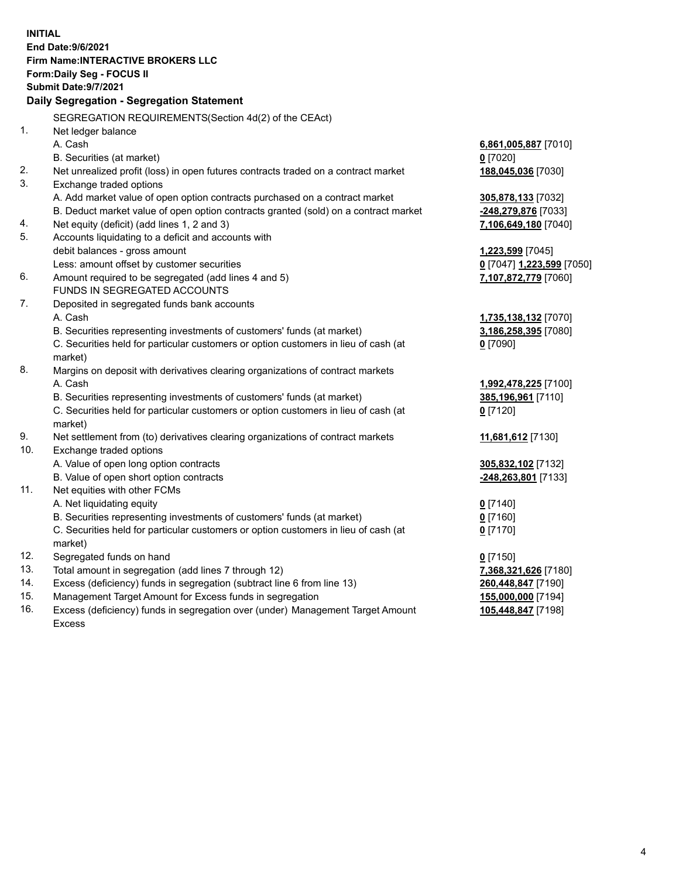**INITIAL**
**End Date:9/6/2021**
**Firm Name:INTERACTIVE BROKERS LLC**
**Form:Daily Seg - FOCUS II**
**Submit Date:9/7/2021**

### Daily Segregation - Segregation Statement

SEGREGATION REQUIREMENTS(Section 4d(2) of the CEAct)

| | | |
|---|---|---|
| 1. | Net ledger balance | |
| | A. Cash | **6,861,005,887** [7010] |
| | B. Securities (at market) | **0** [7020] |
| 2. | Net unrealized profit (loss) in open futures contracts traded on a contract market | **188,045,036** [7030] |
| 3. | Exchange traded options | |
| | A. Add market value of open option contracts purchased on a contract market | **305,878,133** [7032] |
| | B. Deduct market value of open option contracts granted (sold) on a contract market | **-248,279,876** [7033] |
| 4. | Net equity (deficit) (add lines 1, 2 and 3) | **7,106,649,180** [7040] |
| 5. | Accounts liquidating to a deficit and accounts with debit balances - gross amount | **1,223,599** [7045] |
| | Less: amount offset by customer securities | **0** [7047] **1,223,599** [7050] |
| 6. | Amount required to be segregated (add lines 4 and 5) | **7,107,872,779** [7060] |
| | FUNDS IN SEGREGATED ACCOUNTS | |
| 7. | Deposited in segregated funds bank accounts | |
| | A. Cash | **1,735,138,132** [7070] |
| | B. Securities representing investments of customers' funds (at market) | **3,186,258,395** [7080] |
| | C. Securities held for particular customers or option customers in lieu of cash (at market) | **0** [7090] |
| 8. | Margins on deposit with derivatives clearing organizations of contract markets | |
| | A. Cash | **1,992,478,225** [7100] |
| | B. Securities representing investments of customers' funds (at market) | **385,196,961** [7110] |
| | C. Securities held for particular customers or option customers in lieu of cash (at market) | **0** [7120] |
| 9. | Net settlement from (to) derivatives clearing organizations of contract markets | **11,681,612** [7130] |
| 10. | Exchange traded options | |
| | A. Value of open long option contracts | **305,832,102** [7132] |
| | B. Value of open short option contracts | **-248,263,801** [7133] |
| 11. | Net equities with other FCMs | |
| | A. Net liquidating equity | **0** [7140] |
| | B. Securities representing investments of customers' funds (at market) | **0** [7160] |
| | C. Securities held for particular customers or option customers in lieu of cash (at market) | **0** [7170] |
| 12. | Segregated funds on hand | **0** [7150] |
| 13. | Total amount in segregation (add lines 7 through 12) | **7,368,321,626** [7180] |
| 14. | Excess (deficiency) funds in segregation (subtract line 6 from line 13) | **260,448,847** [7190] |
| 15. | Management Target Amount for Excess funds in segregation | **155,000,000** [7194] |
| 16. | Excess (deficiency) funds in segregation over (under) Management Target Amount Excess | **105,448,847** [7198] |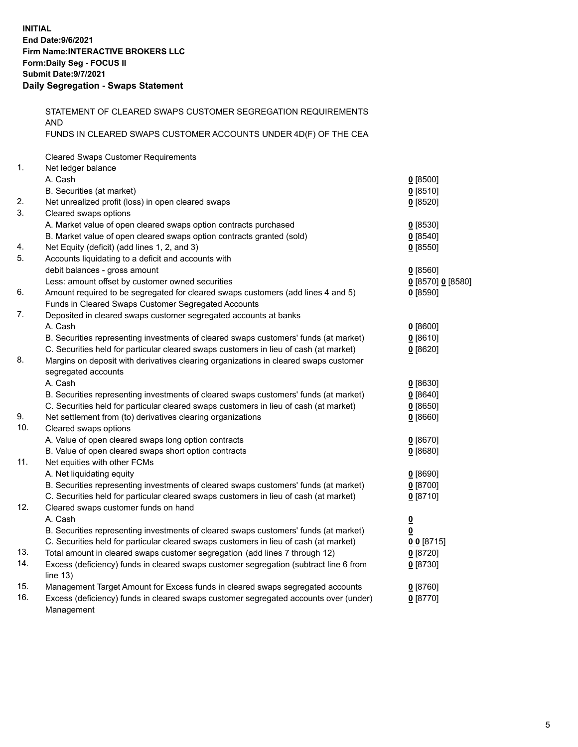**INITIAL**
**End Date:9/6/2021**
**Firm Name:INTERACTIVE BROKERS LLC**
**Form:Daily Seg - FOCUS II**
**Submit Date:9/7/2021**
**Daily Segregation - Swaps Statement**

STATEMENT OF CLEARED SWAPS CUSTOMER SEGREGATION REQUIREMENTS AND FUNDS IN CLEARED SWAPS CUSTOMER ACCOUNTS UNDER 4D(F) OF THE CEA

| | | |
|---|---|---|
| | Cleared Swaps Customer Requirements | |
| 1. | Net ledger balance | |
| | A. Cash | 0 [8500] |
| | B. Securities (at market) | 0 [8510] |
| 2. | Net unrealized profit (loss) in open cleared swaps | 0 [8520] |
| 3. | Cleared swaps options | |
| | A. Market value of open cleared swaps option contracts purchased | 0 [8530] |
| | B. Market value of open cleared swaps option contracts granted (sold) | 0 [8540] |
| 4. | Net Equity (deficit) (add lines 1, 2, and 3) | 0 [8550] |
| 5. | Accounts liquidating to a deficit and accounts with | |
| | debit balances - gross amount | 0 [8560] |
| | Less: amount offset by customer owned securities | 0 [8570] 0 [8580] |
| 6. | Amount required to be segregated for cleared swaps customers (add lines 4 and 5) | 0 [8590] |
| | Funds in Cleared Swaps Customer Segregated Accounts | |
| 7. | Deposited in cleared swaps customer segregated accounts at banks | |
| | A. Cash | 0 [8600] |
| | B. Securities representing investments of cleared swaps customers' funds (at market) | 0 [8610] |
| | C. Securities held for particular cleared swaps customers in lieu of cash (at market) | 0 [8620] |
| 8. | Margins on deposit with derivatives clearing organizations in cleared swaps customer segregated accounts | |
| | A. Cash | 0 [8630] |
| | B. Securities representing investments of cleared swaps customers' funds (at market) | 0 [8640] |
| | C. Securities held for particular cleared swaps customers in lieu of cash (at market) | 0 [8650] |
| 9. | Net settlement from (to) derivatives clearing organizations | 0 [8660] |
| 10. | Cleared swaps options | |
| | A. Value of open cleared swaps long option contracts | 0 [8670] |
| | B. Value of open cleared swaps short option contracts | 0 [8680] |
| 11. | Net equities with other FCMs | |
| | A. Net liquidating equity | 0 [8690] |
| | B. Securities representing investments of cleared swaps customers' funds (at market) | 0 [8700] |
| | C. Securities held for particular cleared swaps customers in lieu of cash (at market) | 0 [8710] |
| 12. | Cleared swaps customer funds on hand | |
| | A. Cash | 0 |
| | B. Securities representing investments of cleared swaps customers' funds (at market) | 0 |
| | C. Securities held for particular cleared swaps customers in lieu of cash (at market) | 0 0 [8715] |
| 13. | Total amount in cleared swaps customer segregation (add lines 7 through 12) | 0 [8720] |
| 14. | Excess (deficiency) funds in cleared swaps customer segregation (subtract line 6 from line 13) | 0 [8730] |
| 15. | Management Target Amount for Excess funds in cleared swaps segregated accounts | 0 [8760] |
| 16. | Excess (deficiency) funds in cleared swaps customer segregated accounts over (under) Management | 0 [8770] |